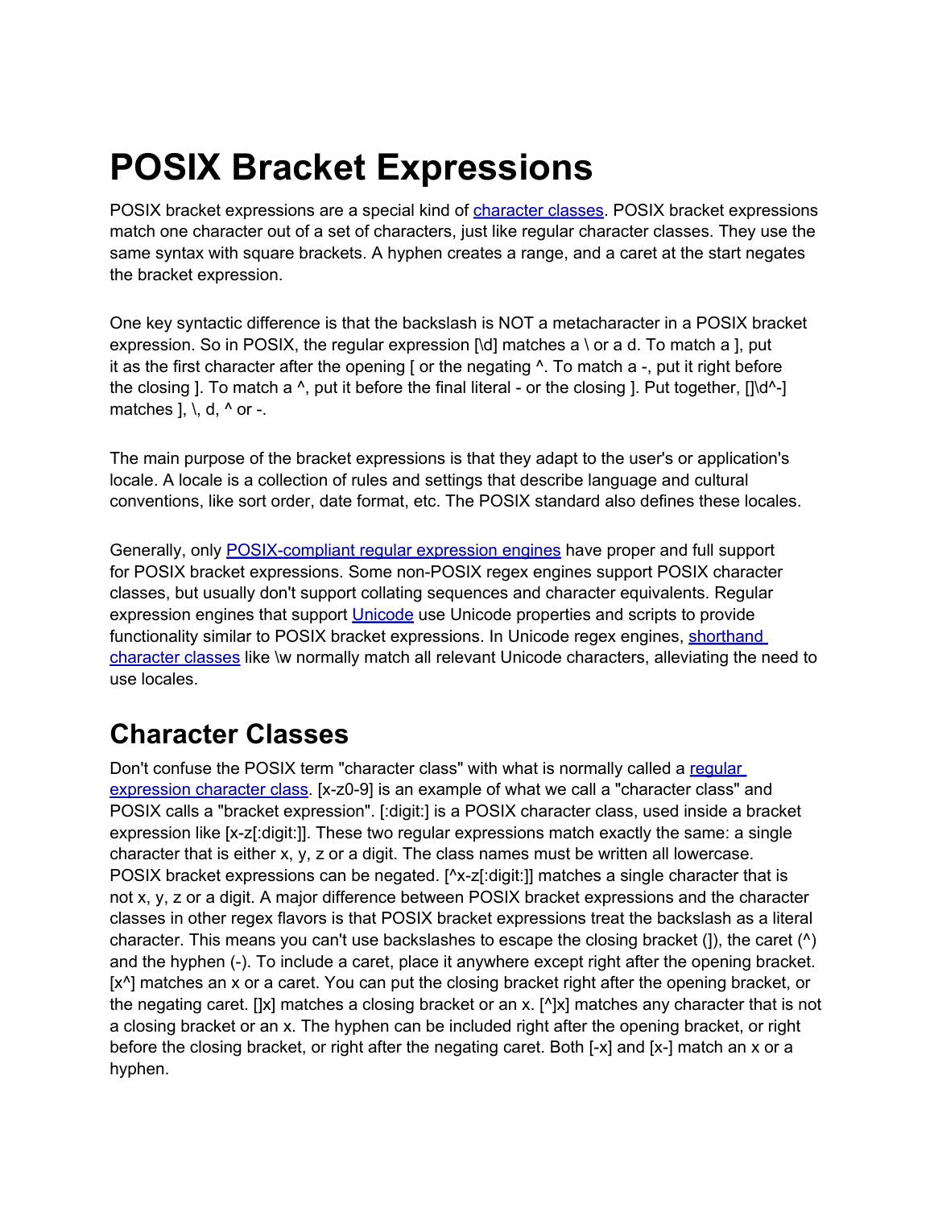# POSIX Bracket Expressions

POSIX bracket expressions are a special kind of [character classes](). POSIX bracket expressions match one character out of a set of characters, just like regular character classes. They use the same syntax with square brackets. A hyphen creates a range, and a caret at the start negates the bracket expression.

One key syntactic difference is that the backslash is NOT a metacharacter in a POSIX bracket expression. So in POSIX, the regular expression [\d] matches a \ or a d. To match a ], put it as the first character after the opening [ or the negating ^. To match a -, put it right before the closing ]. To match a ^, put it before the final literal - or the closing ]. Put together, []\d^-] matches ], \, d, ^ or -.

The main purpose of the bracket expressions is that they adapt to the user's or application's locale. A locale is a collection of rules and settings that describe language and cultural conventions, like sort order, date format, etc. The POSIX standard also defines these locales.

Generally, only [POSIX-compliant regular expression engines]() have proper and full support for POSIX bracket expressions. Some non-POSIX regex engines support POSIX character classes, but usually don't support collating sequences and character equivalents. Regular expression engines that support [Unicode]() use Unicode properties and scripts to provide functionality similar to POSIX bracket expressions. In Unicode regex engines, [shorthand character classes]() like \w normally match all relevant Unicode characters, alleviating the need to use locales.

## Character Classes

Don't confuse the POSIX term "character class" with what is normally called a [regular expression character class](). [x-z0-9] is an example of what we call a "character class" and POSIX calls a "bracket expression". [:digit:] is a POSIX character class, used inside a bracket expression like [x-z[:digit:]]. These two regular expressions match exactly the same: a single character that is either x, y, z or a digit. The class names must be written all lowercase. POSIX bracket expressions can be negated. [^x-z[:digit:]] matches a single character that is not x, y, z or a digit. A major difference between POSIX bracket expressions and the character classes in other regex flavors is that POSIX bracket expressions treat the backslash as a literal character. This means you can't use backslashes to escape the closing bracket (]), the caret (^) and the hyphen (-). To include a caret, place it anywhere except right after the opening bracket. [x^] matches an x or a caret. You can put the closing bracket right after the opening bracket, or the negating caret. []x] matches a closing bracket or an x. [^]x] matches any character that is not a closing bracket or an x. The hyphen can be included right after the opening bracket, or right before the closing bracket, or right after the negating caret. Both [-x] and [x-] match an x or a hyphen.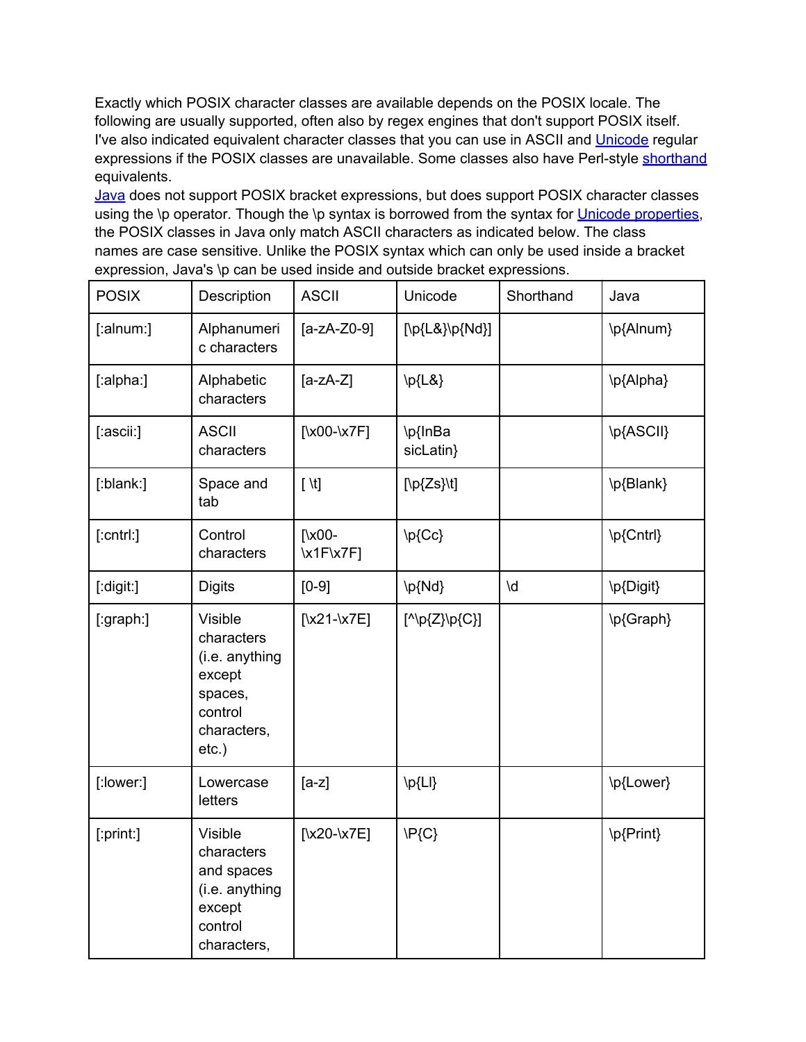Exactly which POSIX character classes are available depends on the POSIX locale. The following are usually supported, often also by regex engines that don't support POSIX itself. I've also indicated equivalent character classes that you can use in ASCII and Unicode regular expressions if the POSIX classes are unavailable. Some classes also have Perl-style shorthand equivalents.

Java does not support POSIX bracket expressions, but does support POSIX character classes using the \p operator. Though the \p syntax is borrowed from the syntax for Unicode properties, the POSIX classes in Java only match ASCII characters as indicated below. The class names are case sensitive. Unlike the POSIX syntax which can only be used inside a bracket expression, Java's \p can be used inside and outside bracket expressions.

| POSIX | Description | ASCII | Unicode | Shorthand | Java |
|---|---|---|---|---|---|
| [:alnum:] | Alphanumeric characters | [a-zA-Z0-9] | [\p{L&}\p{Nd}] | | \p{Alnum} |
| [:alpha:] | Alphabetic characters | [a-zA-Z] | \p{L&} | | \p{Alpha} |
| [:ascii:] | ASCII characters | [\x00-\x7F] | \p{InBasicLatin} | | \p{ASCII} |
| [:blank:] | Space and tab | [ \t] | [\p{Zs}\t] | | \p{Blank} |
| [:cntrl:] | Control characters | [\x00-\x1F\x7F] | \p{Cc} | | \p{Cntrl} |
| [:digit:] | Digits | [0-9] | \p{Nd} | \d | \p{Digit} |
| [:graph:] | Visible characters (i.e. anything except spaces, control characters, etc.) | [\x21-\x7E] | [^\p{Z}\p{C}] | | \p{Graph} |
| [:lower:] | Lowercase letters | [a-z] | \p{Ll} | | \p{Lower} |
| [:print:] | Visible characters and spaces (i.e. anything except control characters, | [\x20-\x7E] | \P{C} | | \p{Print} |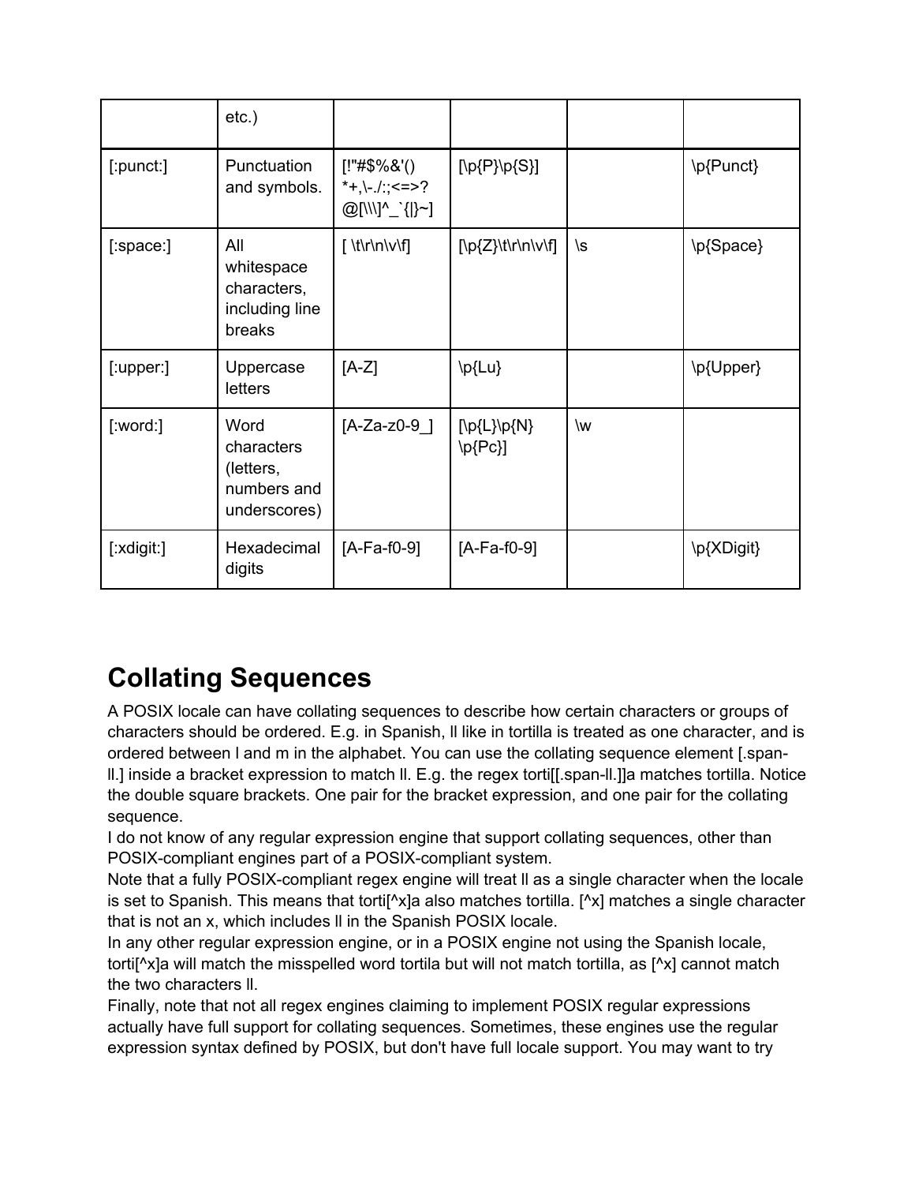|  | etc.) |  |  |  |  |
| --- | --- | --- | --- | --- | --- |
| [:punct:] | Punctuation and symbols. | [!"#$%&'()*+,\-./:;<=>?@[\\\]^_`{|}~] | [\p{P}\p{S}] |  | \p{Punct} |
| [:space:] | All whitespace characters, including line breaks | [ \t\r\n\v\f] | [\p{Z}\t\r\n\v\f] | \s | \p{Space} |
| [:upper:] | Uppercase letters | [A-Z] | \p{Lu} |  | \p{Upper} |
| [:word:] | Word characters (letters, numbers and underscores) | [A-Za-z0-9_] | [\p{L}\p{N}\p{Pc}] | \w |  |
| [:xdigit:] | Hexadecimal digits | [A-Fa-f0-9] | [A-Fa-f0-9] |  | \p{XDigit} |

# Collating Sequences

A POSIX locale can have collating sequences to describe how certain characters or groups of characters should be ordered. E.g. in Spanish, ll like in tortilla is treated as one character, and is ordered between l and m in the alphabet. You can use the collating sequence element [.span-ll.] inside a bracket expression to match ll. E.g. the regex torti[[.span-ll.]]a matches tortilla. Notice the double square brackets. One pair for the bracket expression, and one pair for the collating sequence.

I do not know of any regular expression engine that support collating sequences, other than POSIX-compliant engines part of a POSIX-compliant system.

Note that a fully POSIX-compliant regex engine will treat ll as a single character when the locale is set to Spanish. This means that torti[^x]a also matches tortilla. [^x] matches a single character that is not an x, which includes ll in the Spanish POSIX locale.

In any other regular expression engine, or in a POSIX engine not using the Spanish locale, torti[^x]a will match the misspelled word tortila but will not match tortilla, as [^x] cannot match the two characters ll.

Finally, note that not all regex engines claiming to implement POSIX regular expressions actually have full support for collating sequences. Sometimes, these engines use the regular expression syntax defined by POSIX, but don't have full locale support. You may want to try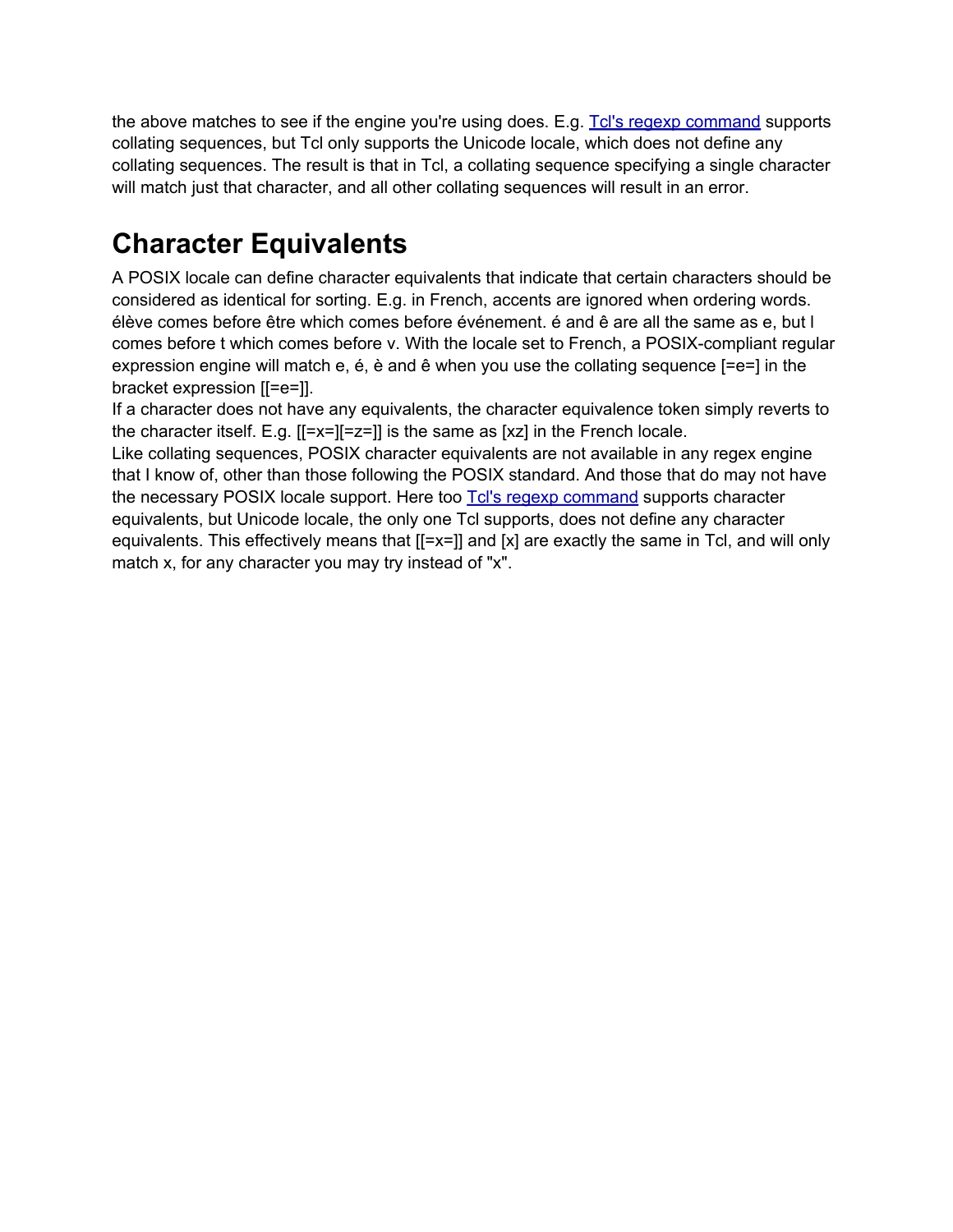the above matches to see if the engine you're using does. E.g. Tcl's regexp command supports collating sequences, but Tcl only supports the Unicode locale, which does not define any collating sequences. The result is that in Tcl, a collating sequence specifying a single character will match just that character, and all other collating sequences will result in an error.

# Character Equivalents

A POSIX locale can define character equivalents that indicate that certain characters should be considered as identical for sorting. E.g. in French, accents are ignored when ordering words. élève comes before être which comes before événement. é and ê are all the same as e, but l comes before t which comes before v. With the locale set to French, a POSIX-compliant regular expression engine will match e, é, è and ê when you use the collating sequence [=e=] in the bracket expression [[=e=]].

If a character does not have any equivalents, the character equivalence token simply reverts to the character itself. E.g. [[=x=][=z=]] is the same as [xz] in the French locale.

Like collating sequences, POSIX character equivalents are not available in any regex engine that I know of, other than those following the POSIX standard. And those that do may not have the necessary POSIX locale support. Here too Tcl's regexp command supports character equivalents, but Unicode locale, the only one Tcl supports, does not define any character equivalents. This effectively means that [[=x=]] and [x] are exactly the same in Tcl, and will only match x, for any character you may try instead of "x".